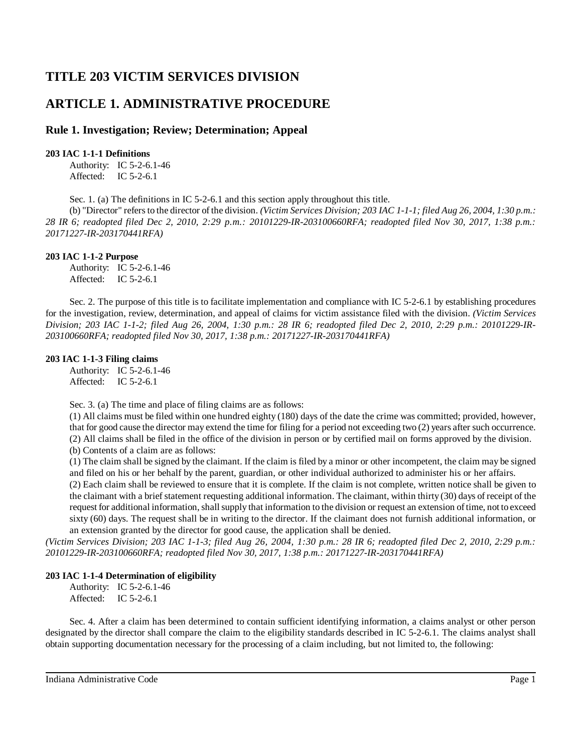# TITLE 203 VICTIM SERVICES DIVISION

# ARTICLE 1. ADMINISTRATIVE PROCEDURE

## Rule 1. Investigation; Review; Determination; Appeal

**203 IAC 1-1-1 Definitions**

Authority: IC 5-2-6.1-46
Affected: IC 5-2-6.1

Sec. 1. (a) The definitions in IC 5-2-6.1 and this section apply throughout this title.

(b) "Director" refers to the director of the division. *(Victim Services Division; 203 IAC 1-1-1; filed Aug 26, 2004, 1:30 p.m.: 28 IR 6; readopted filed Dec 2, 2010, 2:29 p.m.: 20101229-IR-203100660RFA; readopted filed Nov 30, 2017, 1:38 p.m.: 20171227-IR-203170441RFA)*

**203 IAC 1-1-2 Purpose**

Authority: IC 5-2-6.1-46
Affected: IC 5-2-6.1

Sec. 2. The purpose of this title is to facilitate implementation and compliance with IC 5-2-6.1 by establishing procedures for the investigation, review, determination, and appeal of claims for victim assistance filed with the division. *(Victim Services Division; 203 IAC 1-1-2; filed Aug 26, 2004, 1:30 p.m.: 28 IR 6; readopted filed Dec 2, 2010, 2:29 p.m.: 20101229-IR-203100660RFA; readopted filed Nov 30, 2017, 1:38 p.m.: 20171227-IR-203170441RFA)*

**203 IAC 1-1-3 Filing claims**

Authority: IC 5-2-6.1-46
Affected: IC 5-2-6.1

Sec. 3. (a) The time and place of filing claims are as follows:

(1) All claims must be filed within one hundred eighty (180) days of the date the crime was committed; provided, however, that for good cause the director may extend the time for filing for a period not exceeding two (2) years after such occurrence.

(2) All claims shall be filed in the office of the division in person or by certified mail on forms approved by the division.

(b) Contents of a claim are as follows:

(1) The claim shall be signed by the claimant. If the claim is filed by a minor or other incompetent, the claim may be signed and filed on his or her behalf by the parent, guardian, or other individual authorized to administer his or her affairs.

(2) Each claim shall be reviewed to ensure that it is complete. If the claim is not complete, written notice shall be given to the claimant with a brief statement requesting additional information. The claimant, within thirty (30) days of receipt of the request for additional information, shall supply that information to the division or request an extension of time, not to exceed sixty (60) days. The request shall be in writing to the director. If the claimant does not furnish additional information, or an extension granted by the director for good cause, the application shall be denied.

*(Victim Services Division; 203 IAC 1-1-3; filed Aug 26, 2004, 1:30 p.m.: 28 IR 6; readopted filed Dec 2, 2010, 2:29 p.m.: 20101229-IR-203100660RFA; readopted filed Nov 30, 2017, 1:38 p.m.: 20171227-IR-203170441RFA)*

**203 IAC 1-1-4 Determination of eligibility**

Authority: IC 5-2-6.1-46
Affected: IC 5-2-6.1

Sec. 4. After a claim has been determined to contain sufficient identifying information, a claims analyst or other person designated by the director shall compare the claim to the eligibility standards described in IC 5-2-6.1. The claims analyst shall obtain supporting documentation necessary for the processing of a claim including, but not limited to, the following: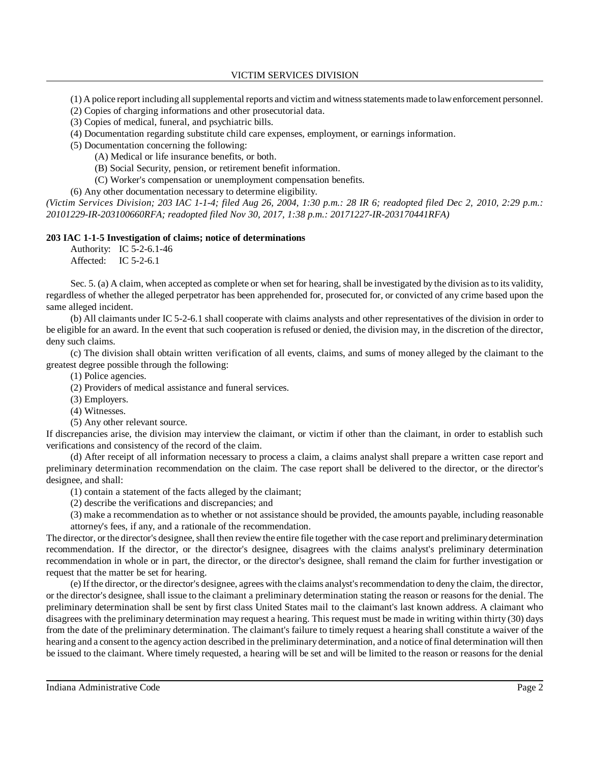(1) A police report including all supplemental reports and victim and witness statements made to law enforcement personnel.

(2) Copies of charging informations and other prosecutorial data.

(3) Copies of medical, funeral, and psychiatric bills.

(4) Documentation regarding substitute child care expenses, employment, or earnings information.

(5) Documentation concerning the following:

(A) Medical or life insurance benefits, or both.

(B) Social Security, pension, or retirement benefit information.

(C) Worker's compensation or unemployment compensation benefits.

(6) Any other documentation necessary to determine eligibility.

*(Victim Services Division; 203 IAC 1-1-4; filed Aug 26, 2004, 1:30 p.m.: 28 IR 6; readopted filed Dec 2, 2010, 2:29 p.m.: 20101229-IR-203100660RFA; readopted filed Nov 30, 2017, 1:38 p.m.: 20171227-IR-203170441RFA)*

**203 IAC 1-1-5 Investigation of claims; notice of determinations**

Authority: IC 5-2-6.1-46
Affected: IC 5-2-6.1

Sec. 5. (a) A claim, when accepted as complete or when set for hearing, shall be investigated by the division as to its validity, regardless of whether the alleged perpetrator has been apprehended for, prosecuted for, or convicted of any crime based upon the same alleged incident.

(b) All claimants under IC 5-2-6.1 shall cooperate with claims analysts and other representatives of the division in order to be eligible for an award. In the event that such cooperation is refused or denied, the division may, in the discretion of the director, deny such claims.

(c) The division shall obtain written verification of all events, claims, and sums of money alleged by the claimant to the greatest degree possible through the following:

(1) Police agencies.

(2) Providers of medical assistance and funeral services.

(3) Employers.

(4) Witnesses.

(5) Any other relevant source.

If discrepancies arise, the division may interview the claimant, or victim if other than the claimant, in order to establish such verifications and consistency of the record of the claim.

(d) After receipt of all information necessary to process a claim, a claims analyst shall prepare a written case report and preliminary determination recommendation on the claim. The case report shall be delivered to the director, or the director's designee, and shall:

(1) contain a statement of the facts alleged by the claimant;

(2) describe the verifications and discrepancies; and

(3) make a recommendation as to whether or not assistance should be provided, the amounts payable, including reasonable attorney's fees, if any, and a rationale of the recommendation.

The director, or the director's designee, shall then review the entire file together with the case report and preliminary determination recommendation. If the director, or the director's designee, disagrees with the claims analyst's preliminary determination recommendation in whole or in part, the director, or the director's designee, shall remand the claim for further investigation or request that the matter be set for hearing.

(e) If the director, or the director's designee, agrees with the claims analyst's recommendation to deny the claim, the director, or the director's designee, shall issue to the claimant a preliminary determination stating the reason or reasons for the denial. The preliminary determination shall be sent by first class United States mail to the claimant's last known address. A claimant who disagrees with the preliminary determination may request a hearing. This request must be made in writing within thirty (30) days from the date of the preliminary determination. The claimant's failure to timely request a hearing shall constitute a waiver of the hearing and a consent to the agency action described in the preliminary determination, and a notice of final determination will then be issued to the claimant. Where timely requested, a hearing will be set and will be limited to the reason or reasons for the denial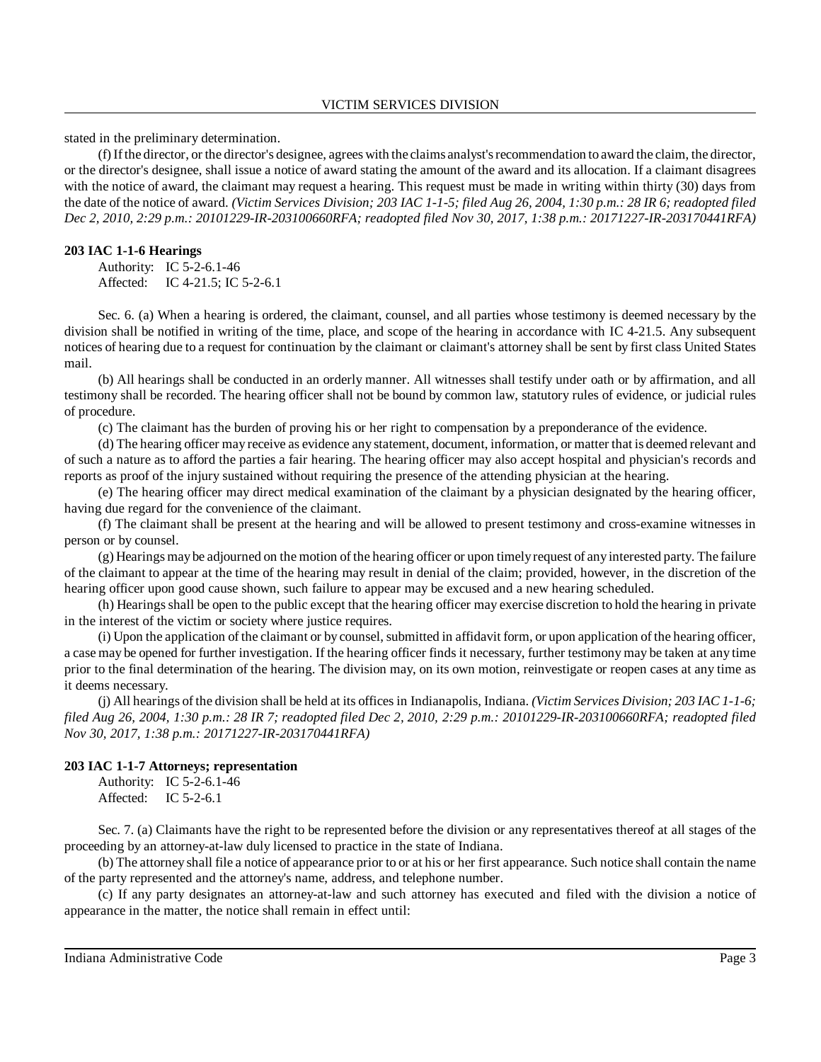stated in the preliminary determination.

(f) If the director, or the director's designee, agrees with the claims analyst's recommendation to award the claim, the director, or the director's designee, shall issue a notice of award stating the amount of the award and its allocation. If a claimant disagrees with the notice of award, the claimant may request a hearing. This request must be made in writing within thirty (30) days from the date of the notice of award. *(Victim Services Division; 203 IAC 1-1-5; filed Aug 26, 2004, 1:30 p.m.: 28 IR 6; readopted filed Dec 2, 2010, 2:29 p.m.: 20101229-IR-203100660RFA; readopted filed Nov 30, 2017, 1:38 p.m.: 20171227-IR-203170441RFA)*

**203 IAC 1-1-6 Hearings**

Authority: IC 5-2-6.1-46
Affected: IC 4-21.5; IC 5-2-6.1

Sec. 6. (a) When a hearing is ordered, the claimant, counsel, and all parties whose testimony is deemed necessary by the division shall be notified in writing of the time, place, and scope of the hearing in accordance with IC 4-21.5. Any subsequent notices of hearing due to a request for continuation by the claimant or claimant's attorney shall be sent by first class United States mail.

(b) All hearings shall be conducted in an orderly manner. All witnesses shall testify under oath or by affirmation, and all testimony shall be recorded. The hearing officer shall not be bound by common law, statutory rules of evidence, or judicial rules of procedure.

(c) The claimant has the burden of proving his or her right to compensation by a preponderance of the evidence.

(d) The hearing officer may receive as evidence any statement, document, information, or matter that is deemed relevant and of such a nature as to afford the parties a fair hearing. The hearing officer may also accept hospital and physician's records and reports as proof of the injury sustained without requiring the presence of the attending physician at the hearing.

(e) The hearing officer may direct medical examination of the claimant by a physician designated by the hearing officer, having due regard for the convenience of the claimant.

(f) The claimant shall be present at the hearing and will be allowed to present testimony and cross-examine witnesses in person or by counsel.

(g) Hearings may be adjourned on the motion of the hearing officer or upon timely request of any interested party. The failure of the claimant to appear at the time of the hearing may result in denial of the claim; provided, however, in the discretion of the hearing officer upon good cause shown, such failure to appear may be excused and a new hearing scheduled.

(h) Hearings shall be open to the public except that the hearing officer may exercise discretion to hold the hearing in private in the interest of the victim or society where justice requires.

(i) Upon the application of the claimant or by counsel, submitted in affidavit form, or upon application of the hearing officer, a case may be opened for further investigation. If the hearing officer finds it necessary, further testimony may be taken at any time prior to the final determination of the hearing. The division may, on its own motion, reinvestigate or reopen cases at any time as it deems necessary.

(j) All hearings of the division shall be held at its offices in Indianapolis, Indiana. *(Victim Services Division; 203 IAC 1-1-6; filed Aug 26, 2004, 1:30 p.m.: 28 IR 7; readopted filed Dec 2, 2010, 2:29 p.m.: 20101229-IR-203100660RFA; readopted filed Nov 30, 2017, 1:38 p.m.: 20171227-IR-203170441RFA)*

**203 IAC 1-1-7 Attorneys; representation**

Authority: IC 5-2-6.1-46
Affected: IC 5-2-6.1

Sec. 7. (a) Claimants have the right to be represented before the division or any representatives thereof at all stages of the proceeding by an attorney-at-law duly licensed to practice in the state of Indiana.

(b) The attorney shall file a notice of appearance prior to or at his or her first appearance. Such notice shall contain the name of the party represented and the attorney's name, address, and telephone number.

(c) If any party designates an attorney-at-law and such attorney has executed and filed with the division a notice of appearance in the matter, the notice shall remain in effect until: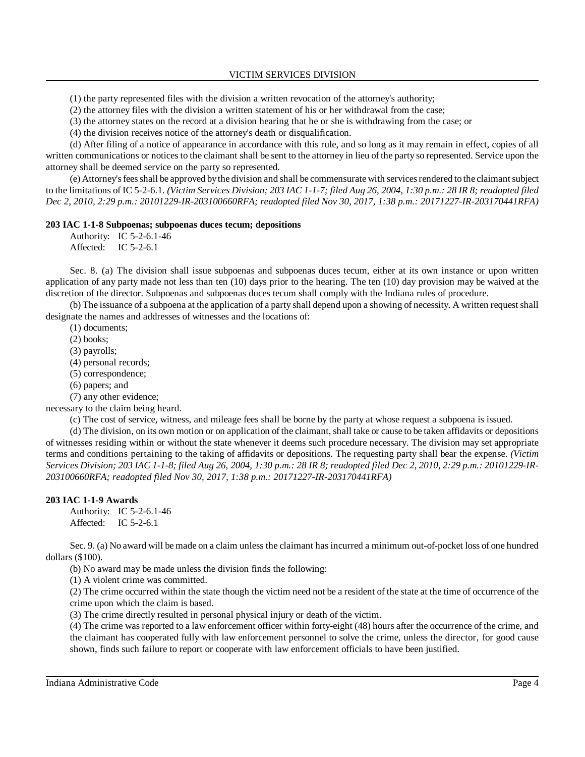(1) the party represented files with the division a written revocation of the attorney's authority;

(2) the attorney files with the division a written statement of his or her withdrawal from the case;

(3) the attorney states on the record at a division hearing that he or she is withdrawing from the case; or

(4) the division receives notice of the attorney's death or disqualification.

(d) After filing of a notice of appearance in accordance with this rule, and so long as it may remain in effect, copies of all written communications or notices to the claimant shall be sent to the attorney in lieu of the party so represented. Service upon the attorney shall be deemed service on the party so represented.

(e) Attorney's fees shall be approved by the division and shall be commensurate with services rendered to the claimant subject to the limitations of IC 5-2-6.1. *(Victim Services Division; 203 IAC 1-1-7; filed Aug 26, 2004, 1:30 p.m.: 28 IR 8; readopted filed Dec 2, 2010, 2:29 p.m.: 20101229-IR-203100660RFA; readopted filed Nov 30, 2017, 1:38 p.m.: 20171227-IR-203170441RFA)*

**203 IAC 1-1-8 Subpoenas; subpoenas duces tecum; depositions**

Authority: IC 5-2-6.1-46
Affected: IC 5-2-6.1

Sec. 8. (a) The division shall issue subpoenas and subpoenas duces tecum, either at its own instance or upon written application of any party made not less than ten (10) days prior to the hearing. The ten (10) day provision may be waived at the discretion of the director. Subpoenas and subpoenas duces tecum shall comply with the Indiana rules of procedure.

(b) The issuance of a subpoena at the application of a party shall depend upon a showing of necessity. A written request shall designate the names and addresses of witnesses and the locations of:

(1) documents;

(2) books;

(3) payrolls;

(4) personal records;

(5) correspondence;

(6) papers; and

(7) any other evidence;

necessary to the claim being heard.

(c) The cost of service, witness, and mileage fees shall be borne by the party at whose request a subpoena is issued.

(d) The division, on its own motion or on application of the claimant, shall take or cause to be taken affidavits or depositions of witnesses residing within or without the state whenever it deems such procedure necessary. The division may set appropriate terms and conditions pertaining to the taking of affidavits or depositions. The requesting party shall bear the expense. *(Victim Services Division; 203 IAC 1-1-8; filed Aug 26, 2004, 1:30 p.m.: 28 IR 8; readopted filed Dec 2, 2010, 2:29 p.m.: 20101229-IR-203100660RFA; readopted filed Nov 30, 2017, 1:38 p.m.: 20171227-IR-203170441RFA)*

**203 IAC 1-1-9 Awards**

Authority: IC 5-2-6.1-46
Affected: IC 5-2-6.1

Sec. 9. (a) No award will be made on a claim unless the claimant has incurred a minimum out-of-pocket loss of one hundred dollars ($100).

(b) No award may be made unless the division finds the following:

(1) A violent crime was committed.

(2) The crime occurred within the state though the victim need not be a resident of the state at the time of occurrence of the crime upon which the claim is based.

(3) The crime directly resulted in personal physical injury or death of the victim.

(4) The crime was reported to a law enforcement officer within forty-eight (48) hours after the occurrence of the crime, and the claimant has cooperated fully with law enforcement personnel to solve the crime, unless the director, for good cause shown, finds such failure to report or cooperate with law enforcement officials to have been justified.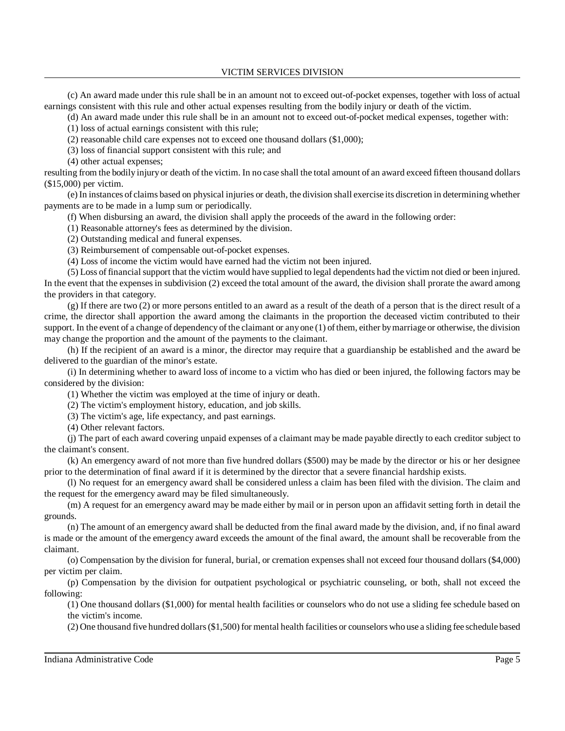(c) An award made under this rule shall be in an amount not to exceed out-of-pocket expenses, together with loss of actual earnings consistent with this rule and other actual expenses resulting from the bodily injury or death of the victim.

(d) An award made under this rule shall be in an amount not to exceed out-of-pocket medical expenses, together with:

(1) loss of actual earnings consistent with this rule;

(2) reasonable child care expenses not to exceed one thousand dollars ($1,000);

(3) loss of financial support consistent with this rule; and

(4) other actual expenses;

resulting from the bodily injury or death of the victim. In no case shall the total amount of an award exceed fifteen thousand dollars ($15,000) per victim.

(e) In instances of claims based on physical injuries or death, the division shall exercise its discretion in determining whether payments are to be made in a lump sum or periodically.

(f) When disbursing an award, the division shall apply the proceeds of the award in the following order:

(1) Reasonable attorney's fees as determined by the division.

(2) Outstanding medical and funeral expenses.

(3) Reimbursement of compensable out-of-pocket expenses.

(4) Loss of income the victim would have earned had the victim not been injured.

(5) Loss of financial support that the victim would have supplied to legal dependents had the victim not died or been injured.

In the event that the expenses in subdivision (2) exceed the total amount of the award, the division shall prorate the award among the providers in that category.

(g) If there are two (2) or more persons entitled to an award as a result of the death of a person that is the direct result of a crime, the director shall apportion the award among the claimants in the proportion the deceased victim contributed to their support. In the event of a change of dependency of the claimant or any one (1) of them, either by marriage or otherwise, the division may change the proportion and the amount of the payments to the claimant.

(h) If the recipient of an award is a minor, the director may require that a guardianship be established and the award be delivered to the guardian of the minor's estate.

(i) In determining whether to award loss of income to a victim who has died or been injured, the following factors may be considered by the division:

(1) Whether the victim was employed at the time of injury or death.

(2) The victim's employment history, education, and job skills.

(3) The victim's age, life expectancy, and past earnings.

(4) Other relevant factors.

(j) The part of each award covering unpaid expenses of a claimant may be made payable directly to each creditor subject to the claimant's consent.

(k) An emergency award of not more than five hundred dollars ($500) may be made by the director or his or her designee prior to the determination of final award if it is determined by the director that a severe financial hardship exists.

(l) No request for an emergency award shall be considered unless a claim has been filed with the division. The claim and the request for the emergency award may be filed simultaneously.

(m) A request for an emergency award may be made either by mail or in person upon an affidavit setting forth in detail the grounds.

(n) The amount of an emergency award shall be deducted from the final award made by the division, and, if no final award is made or the amount of the emergency award exceeds the amount of the final award, the amount shall be recoverable from the claimant.

(o) Compensation by the division for funeral, burial, or cremation expenses shall not exceed four thousand dollars ($4,000) per victim per claim.

(p) Compensation by the division for outpatient psychological or psychiatric counseling, or both, shall not exceed the following:

(1) One thousand dollars ($1,000) for mental health facilities or counselors who do not use a sliding fee schedule based on the victim's income.

(2) One thousand five hundred dollars ($1,500) for mental health facilities or counselors who use a sliding fee schedule based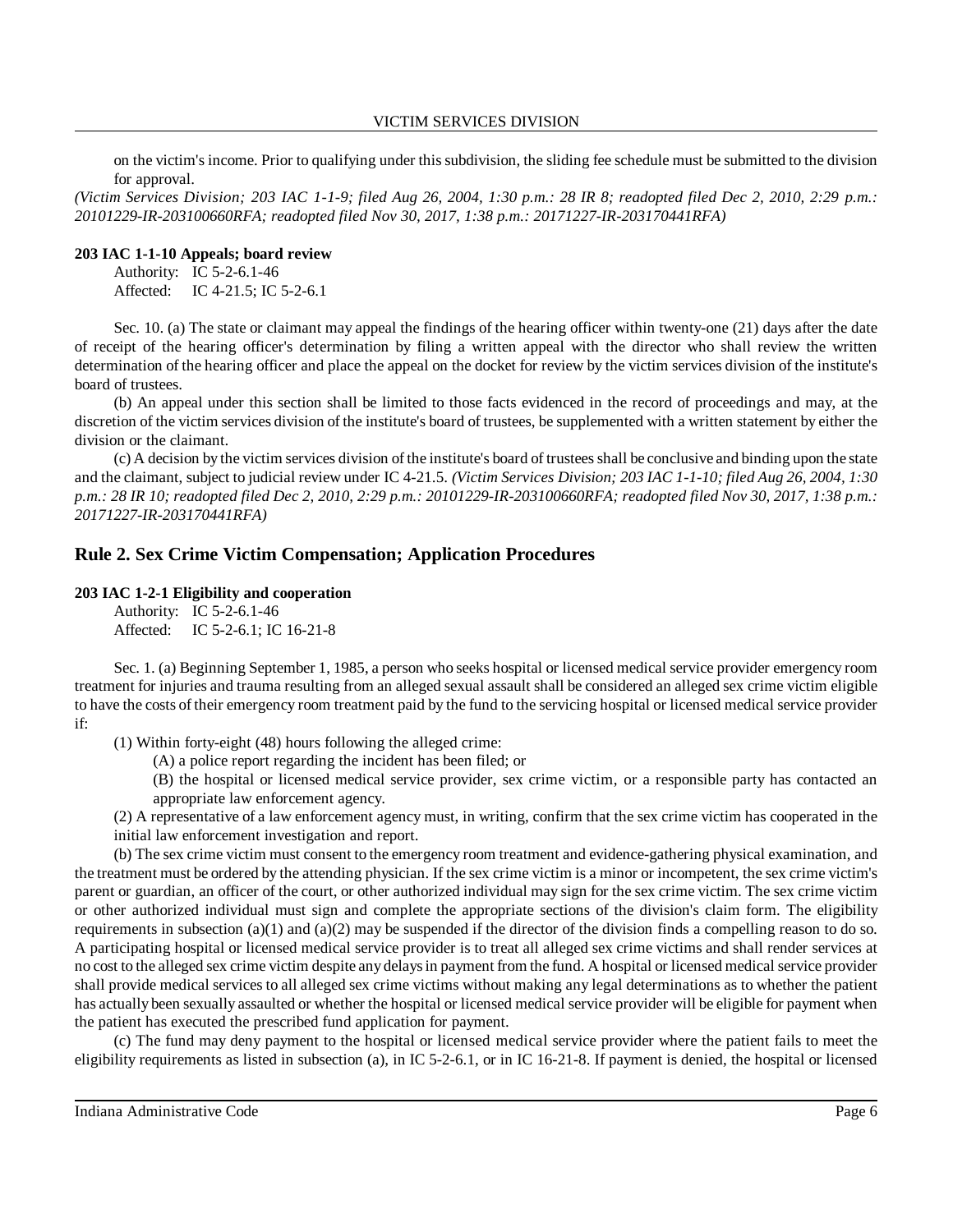on the victim's income. Prior to qualifying under this subdivision, the sliding fee schedule must be submitted to the division for approval.

*(Victim Services Division; 203 IAC 1-1-9; filed Aug 26, 2004, 1:30 p.m.: 28 IR 8; readopted filed Dec 2, 2010, 2:29 p.m.: 20101229-IR-203100660RFA; readopted filed Nov 30, 2017, 1:38 p.m.: 20171227-IR-203170441RFA)*

**203 IAC 1-1-10 Appeals; board review**

Authority: IC 5-2-6.1-46
Affected: IC 4-21.5; IC 5-2-6.1

Sec. 10. (a) The state or claimant may appeal the findings of the hearing officer within twenty-one (21) days after the date of receipt of the hearing officer's determination by filing a written appeal with the director who shall review the written determination of the hearing officer and place the appeal on the docket for review by the victim services division of the institute's board of trustees.

(b) An appeal under this section shall be limited to those facts evidenced in the record of proceedings and may, at the discretion of the victim services division of the institute's board of trustees, be supplemented with a written statement by either the division or the claimant.

(c) A decision by the victim services division of the institute's board of trustees shall be conclusive and binding upon the state and the claimant, subject to judicial review under IC 4-21.5. *(Victim Services Division; 203 IAC 1-1-10; filed Aug 26, 2004, 1:30 p.m.: 28 IR 10; readopted filed Dec 2, 2010, 2:29 p.m.: 20101229-IR-203100660RFA; readopted filed Nov 30, 2017, 1:38 p.m.: 20171227-IR-203170441RFA)*

## Rule 2. Sex Crime Victim Compensation; Application Procedures

**203 IAC 1-2-1 Eligibility and cooperation**

Authority: IC 5-2-6.1-46
Affected: IC 5-2-6.1; IC 16-21-8

Sec. 1. (a) Beginning September 1, 1985, a person who seeks hospital or licensed medical service provider emergency room treatment for injuries and trauma resulting from an alleged sexual assault shall be considered an alleged sex crime victim eligible to have the costs of their emergency room treatment paid by the fund to the servicing hospital or licensed medical service provider if:

(1) Within forty-eight (48) hours following the alleged crime:

(A) a police report regarding the incident has been filed; or

(B) the hospital or licensed medical service provider, sex crime victim, or a responsible party has contacted an appropriate law enforcement agency.

(2) A representative of a law enforcement agency must, in writing, confirm that the sex crime victim has cooperated in the initial law enforcement investigation and report.

(b) The sex crime victim must consent to the emergency room treatment and evidence-gathering physical examination, and the treatment must be ordered by the attending physician. If the sex crime victim is a minor or incompetent, the sex crime victim's parent or guardian, an officer of the court, or other authorized individual may sign for the sex crime victim. The sex crime victim or other authorized individual must sign and complete the appropriate sections of the division's claim form. The eligibility requirements in subsection (a)(1) and (a)(2) may be suspended if the director of the division finds a compelling reason to do so. A participating hospital or licensed medical service provider is to treat all alleged sex crime victims and shall render services at no cost to the alleged sex crime victim despite any delays in payment from the fund. A hospital or licensed medical service provider shall provide medical services to all alleged sex crime victims without making any legal determinations as to whether the patient has actually been sexually assaulted or whether the hospital or licensed medical service provider will be eligible for payment when the patient has executed the prescribed fund application for payment.

(c) The fund may deny payment to the hospital or licensed medical service provider where the patient fails to meet the eligibility requirements as listed in subsection (a), in IC 5-2-6.1, or in IC 16-21-8. If payment is denied, the hospital or licensed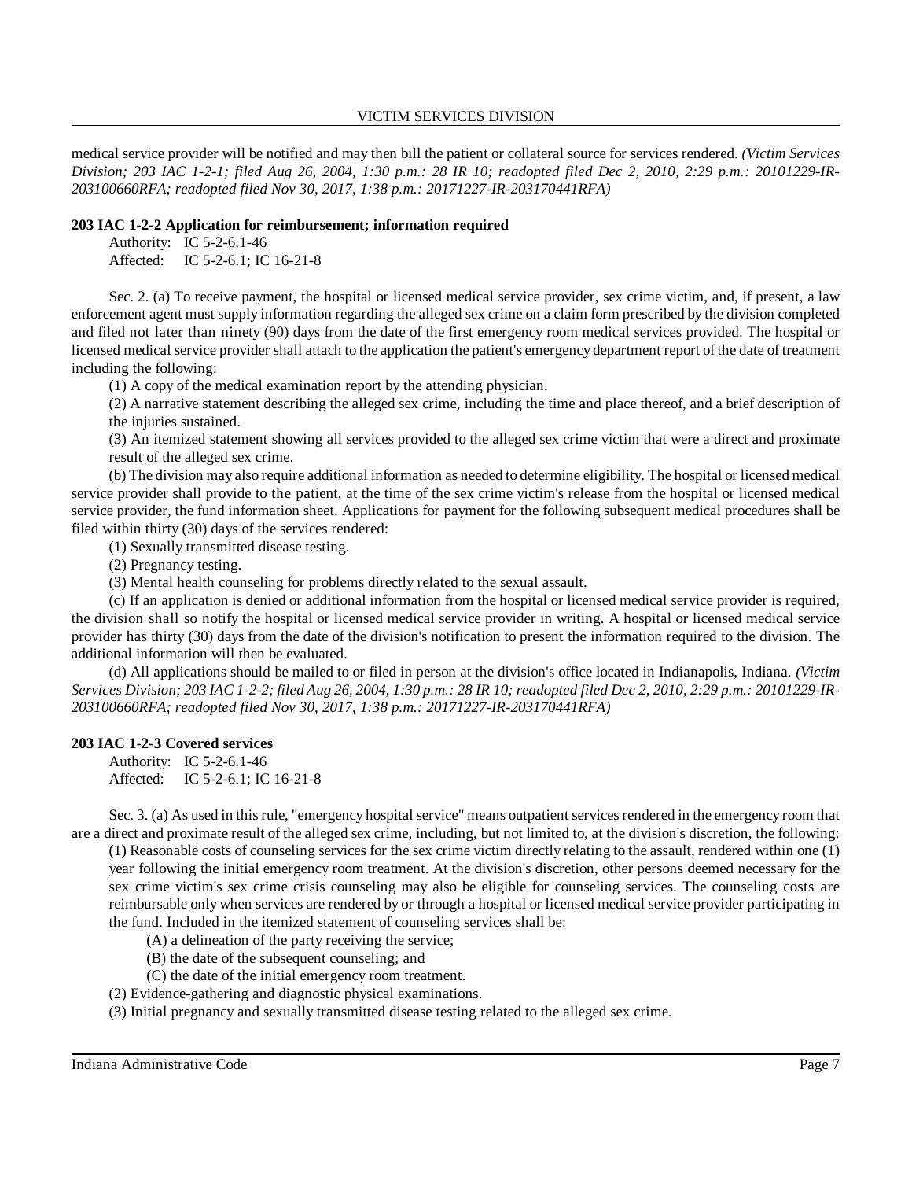medical service provider will be notified and may then bill the patient or collateral source for services rendered. *(Victim Services Division; 203 IAC 1-2-1; filed Aug 26, 2004, 1:30 p.m.: 28 IR 10; readopted filed Dec 2, 2010, 2:29 p.m.: 20101229-IR-203100660RFA; readopted filed Nov 30, 2017, 1:38 p.m.: 20171227-IR-203170441RFA)*

**203 IAC 1-2-2 Application for reimbursement; information required**

Authority: IC 5-2-6.1-46
Affected: IC 5-2-6.1; IC 16-21-8

Sec. 2. (a) To receive payment, the hospital or licensed medical service provider, sex crime victim, and, if present, a law enforcement agent must supply information regarding the alleged sex crime on a claim form prescribed by the division completed and filed not later than ninety (90) days from the date of the first emergency room medical services provided. The hospital or licensed medical service provider shall attach to the application the patient's emergency department report of the date of treatment including the following:

(1) A copy of the medical examination report by the attending physician.

(2) A narrative statement describing the alleged sex crime, including the time and place thereof, and a brief description of the injuries sustained.

(3) An itemized statement showing all services provided to the alleged sex crime victim that were a direct and proximate result of the alleged sex crime.

(b) The division may also require additional information as needed to determine eligibility. The hospital or licensed medical service provider shall provide to the patient, at the time of the sex crime victim's release from the hospital or licensed medical service provider, the fund information sheet. Applications for payment for the following subsequent medical procedures shall be filed within thirty (30) days of the services rendered:

(1) Sexually transmitted disease testing.

(2) Pregnancy testing.

(3) Mental health counseling for problems directly related to the sexual assault.

(c) If an application is denied or additional information from the hospital or licensed medical service provider is required, the division shall so notify the hospital or licensed medical service provider in writing. A hospital or licensed medical service provider has thirty (30) days from the date of the division's notification to present the information required to the division. The additional information will then be evaluated.

(d) All applications should be mailed to or filed in person at the division's office located in Indianapolis, Indiana. *(Victim Services Division; 203 IAC 1-2-2; filed Aug 26, 2004, 1:30 p.m.: 28 IR 10; readopted filed Dec 2, 2010, 2:29 p.m.: 20101229-IR-203100660RFA; readopted filed Nov 30, 2017, 1:38 p.m.: 20171227-IR-203170441RFA)*

**203 IAC 1-2-3 Covered services**

Authority: IC 5-2-6.1-46
Affected: IC 5-2-6.1; IC 16-21-8

Sec. 3. (a) As used in this rule, "emergency hospital service" means outpatient services rendered in the emergency room that are a direct and proximate result of the alleged sex crime, including, but not limited to, at the division's discretion, the following:

(1) Reasonable costs of counseling services for the sex crime victim directly relating to the assault, rendered within one (1) year following the initial emergency room treatment. At the division's discretion, other persons deemed necessary for the sex crime victim's sex crime crisis counseling may also be eligible for counseling services. The counseling costs are reimbursable only when services are rendered by or through a hospital or licensed medical service provider participating in the fund. Included in the itemized statement of counseling services shall be:

(A) a delineation of the party receiving the service;

(B) the date of the subsequent counseling; and

(C) the date of the initial emergency room treatment.

(2) Evidence-gathering and diagnostic physical examinations.

(3) Initial pregnancy and sexually transmitted disease testing related to the alleged sex crime.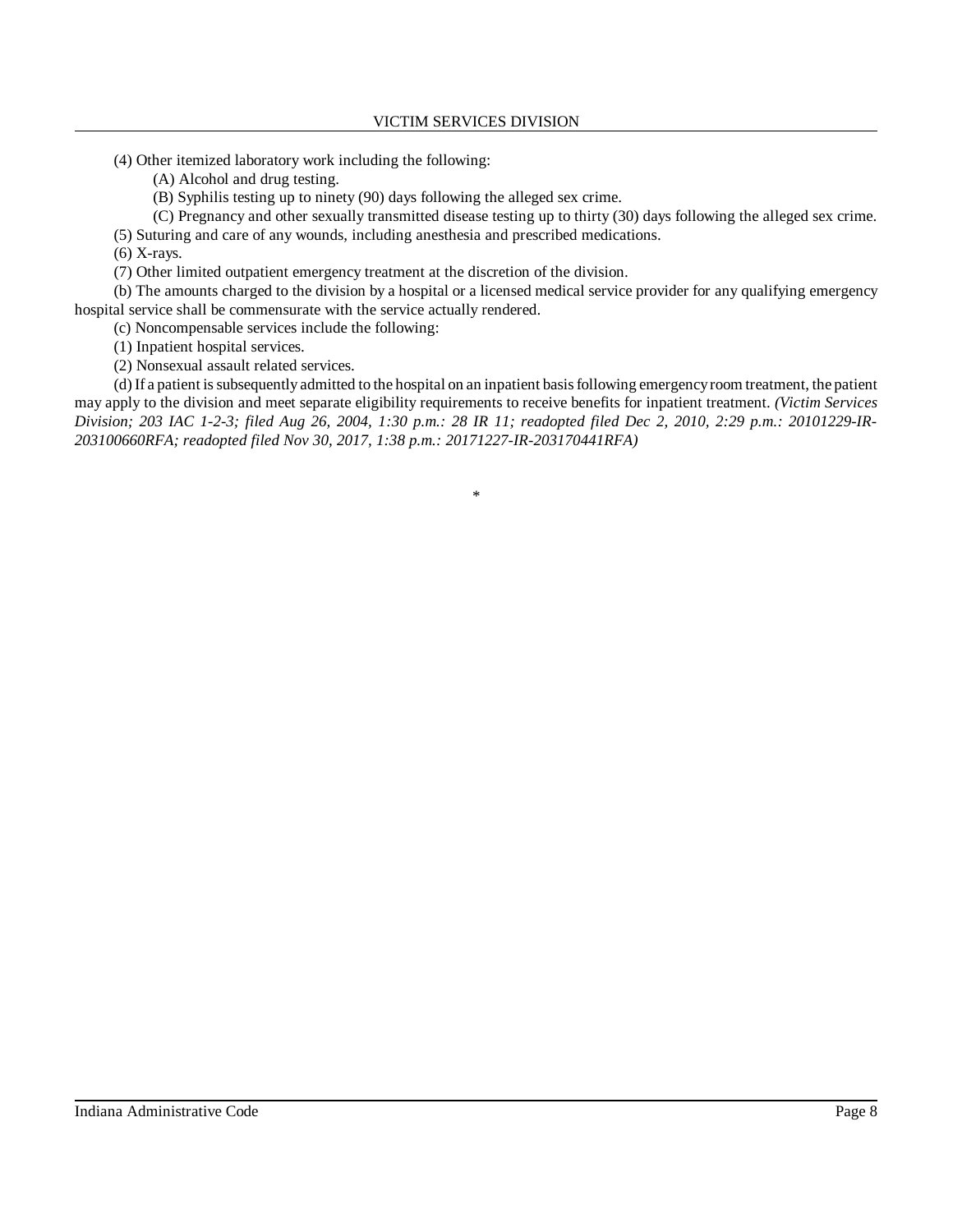(4) Other itemized laboratory work including the following:

(A) Alcohol and drug testing.

(B) Syphilis testing up to ninety (90) days following the alleged sex crime.

(C) Pregnancy and other sexually transmitted disease testing up to thirty (30) days following the alleged sex crime.

(5) Suturing and care of any wounds, including anesthesia and prescribed medications.

(6) X-rays.

(7) Other limited outpatient emergency treatment at the discretion of the division.

(b) The amounts charged to the division by a hospital or a licensed medical service provider for any qualifying emergency hospital service shall be commensurate with the service actually rendered.

(c) Noncompensable services include the following:

(1) Inpatient hospital services.

(2) Nonsexual assault related services.

(d) If a patient is subsequently admitted to the hospital on an inpatient basis following emergency room treatment, the patient may apply to the division and meet separate eligibility requirements to receive benefits for inpatient treatment. *(Victim Services Division; 203 IAC 1-2-3; filed Aug 26, 2004, 1:30 p.m.: 28 IR 11; readopted filed Dec 2, 2010, 2:29 p.m.: 20101229-IR-203100660RFA; readopted filed Nov 30, 2017, 1:38 p.m.: 20171227-IR-203170441RFA)*

*